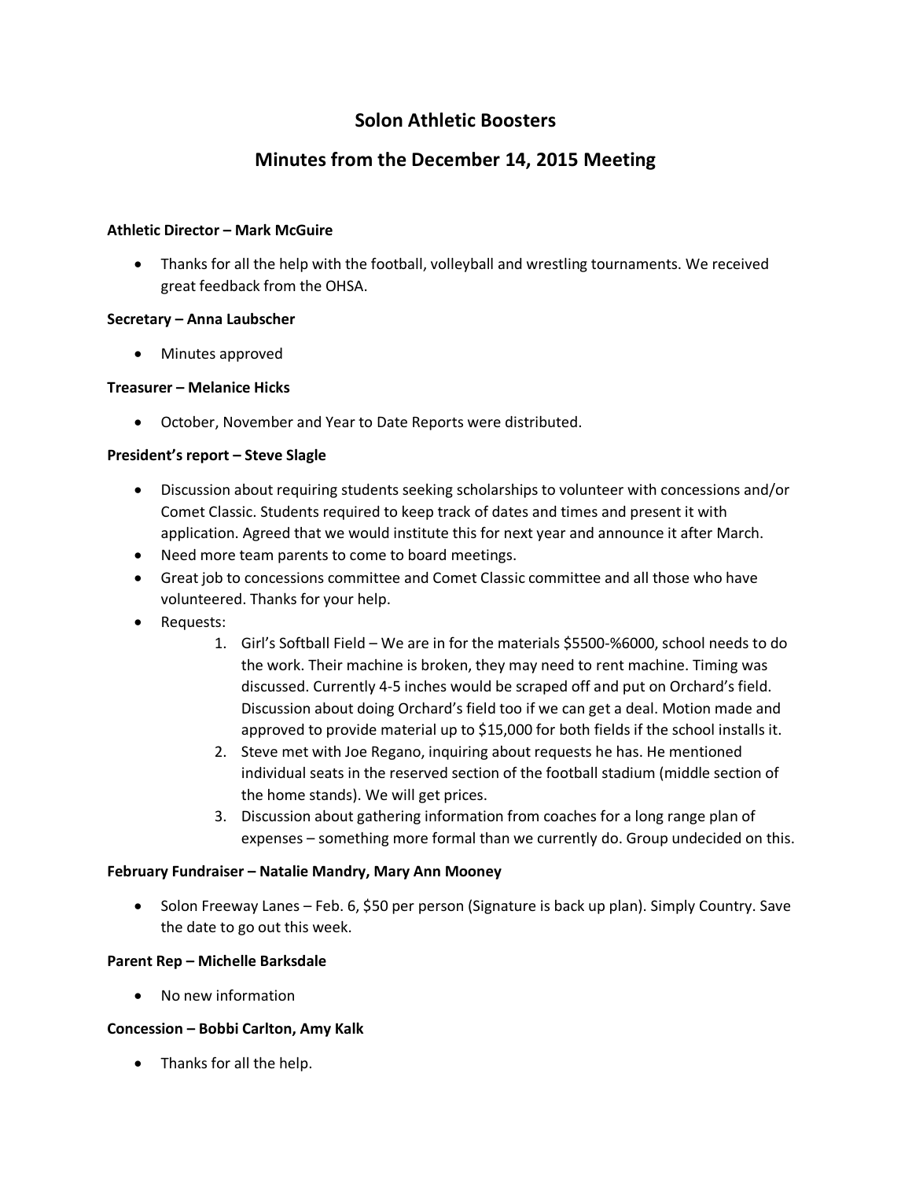# Solon Athletic Boosters

## Minutes from the December 14, 2015 Meeting

**Athletic Director – Mark McGuire**

- Thanks for all the help with the football, volleyball and wrestling tournaments. We received great feedback from the OHSA.

**Secretary – Anna Laubscher**

- Minutes approved

**Treasurer – Melanice Hicks**

- October, November and Year to Date Reports were distributed.

**President's report – Steve Slagle**

- Discussion about requiring students seeking scholarships to volunteer with concessions and/or Comet Classic. Students required to keep track of dates and times and present it with application. Agreed that we would institute this for next year and announce it after March.
- Need more team parents to come to board meetings.
- Great job to concessions committee and Comet Classic committee and all those who have volunteered. Thanks for your help.
- Requests:
    1. Girl's Softball Field – We are in for the materials $5500-%6000, school needs to do the work. Their machine is broken, they may need to rent machine. Timing was discussed. Currently 4-5 inches would be scraped off and put on Orchard's field. Discussion about doing Orchard's field too if we can get a deal. Motion made and approved to provide material up to $15,000 for both fields if the school installs it.
    2. Steve met with Joe Regano, inquiring about requests he has. He mentioned individual seats in the reserved section of the football stadium (middle section of the home stands). We will get prices.
    3. Discussion about gathering information from coaches for a long range plan of expenses – something more formal than we currently do. Group undecided on this.

**February Fundraiser – Natalie Mandry, Mary Ann Mooney**

- Solon Freeway Lanes – Feb. 6, $50 per person (Signature is back up plan). Simply Country. Save the date to go out this week.

**Parent Rep – Michelle Barksdale**

- No new information

**Concession – Bobbi Carlton, Amy Kalk**

- Thanks for all the help.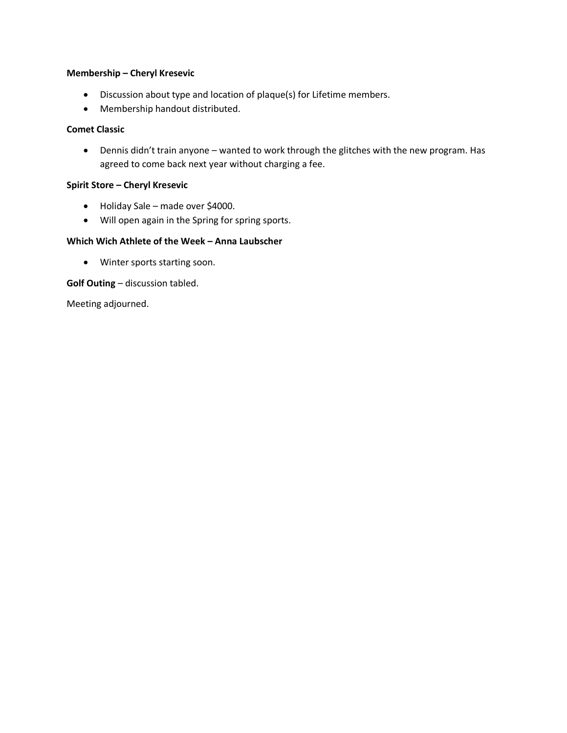**Membership – Cheryl Kresevic**

- Discussion about type and location of plaque(s) for Lifetime members.
- Membership handout distributed.

**Comet Classic**

- Dennis didn't train anyone – wanted to work through the glitches with the new program. Has agreed to come back next year without charging a fee.

**Spirit Store – Cheryl Kresevic**

- Holiday Sale – made over $4000.
- Will open again in the Spring for spring sports.

**Which Wich Athlete of the Week – Anna Laubscher**

- Winter sports starting soon.

**Golf Outing** – discussion tabled.

Meeting adjourned.